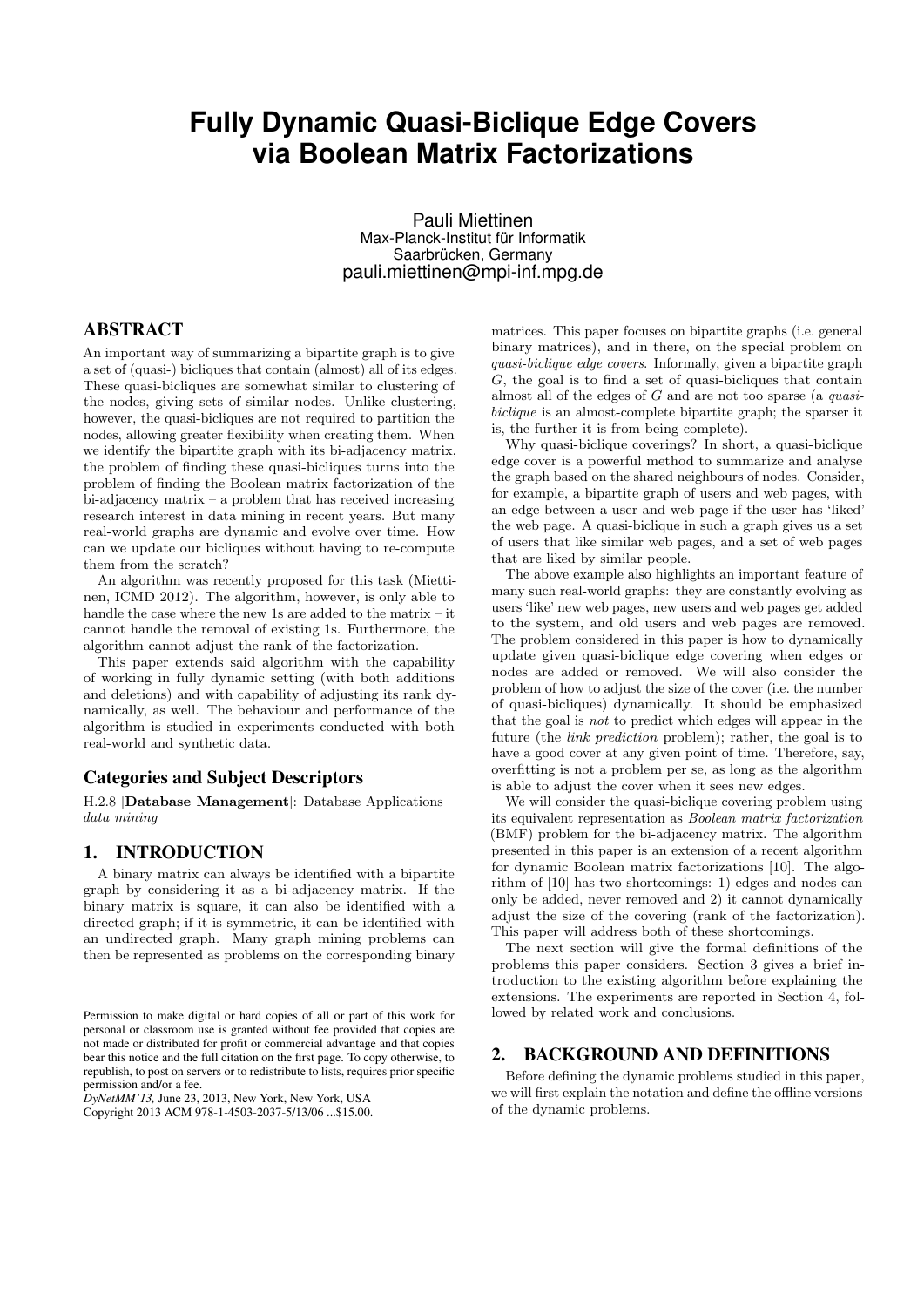# Fully Dynamic Quasi-Biclique Edge Covers via Boolean Matrix Factorizations

Pauli Miettinen
Max-Planck-Institut für Informatik
Saarbrücken, Germany
pauli.miettinen@mpi-inf.mpg.de

## ABSTRACT

An important way of summarizing a bipartite graph is to give a set of (quasi-) bicliques that contain (almost) all of its edges. These quasi-bicliques are somewhat similar to clustering of the nodes, giving sets of similar nodes. Unlike clustering, however, the quasi-bicliques are not required to partition the nodes, allowing greater flexibility when creating them. When we identify the bipartite graph with its bi-adjacency matrix, the problem of finding these quasi-bicliques turns into the problem of finding the Boolean matrix factorization of the bi-adjacency matrix – a problem that has received increasing research interest in data mining in recent years. But many real-world graphs are dynamic and evolve over time. How can we update our bicliques without having to re-compute them from the scratch?

An algorithm was recently proposed for this task (Miettinen, ICMD 2012). The algorithm, however, is only able to handle the case where the new 1s are added to the matrix – it cannot handle the removal of existing 1s. Furthermore, the algorithm cannot adjust the rank of the factorization.

This paper extends said algorithm with the capability of working in fully dynamic setting (with both additions and deletions) and with capability of adjusting its rank dynamically, as well. The behaviour and performance of the algorithm is studied in experiments conducted with both real-world and synthetic data.

### Categories and Subject Descriptors

H.2.8 [**Database Management**]: Database Applications—*data mining*

## 1. INTRODUCTION

A binary matrix can always be identified with a bipartite graph by considering it as a bi-adjacency matrix. If the binary matrix is square, it can also be identified with a directed graph; if it is symmetric, it can be identified with an undirected graph. Many graph mining problems can then be represented as problems on the corresponding binary matrices. This paper focuses on bipartite graphs (i.e. general binary matrices), and in there, on the special problem on *quasi-biclique edge covers*. Informally, given a bipartite graph $G$, the goal is to find a set of quasi-bicliques that contain almost all of the edges of $G$ and are not too sparse (a *quasi-biclique* is an almost-complete bipartite graph; the sparser it is, the further it is from being complete).

Why quasi-biclique coverings? In short, a quasi-biclique edge cover is a powerful method to summarize and analyse the graph based on the shared neighbours of nodes. Consider, for example, a bipartite graph of users and web pages, with an edge between a user and web page if the user has 'liked' the web page. A quasi-biclique in such a graph gives us a set of users that like similar web pages, and a set of web pages that are liked by similar people.

The above example also highlights an important feature of many such real-world graphs: they are constantly evolving as users 'like' new web pages, new users and web pages get added to the system, and old users and web pages are removed. The problem considered in this paper is how to dynamically update given quasi-biclique edge covering when edges or nodes are added or removed. We will also consider the problem of how to adjust the size of the cover (i.e. the number of quasi-bicliques) dynamically. It should be emphasized that the goal is *not* to predict which edges will appear in the future (the *link prediction* problem); rather, the goal is to have a good cover at any given point of time. Therefore, say, overfitting is not a problem per se, as long as the algorithm is able to adjust the cover when it sees new edges.

We will consider the quasi-biclique covering problem using its equivalent representation as *Boolean matrix factorization* (BMF) problem for the bi-adjacency matrix. The algorithm presented in this paper is an extension of a recent algorithm for dynamic Boolean matrix factorizations [10]. The algorithm of [10] has two shortcomings: 1) edges and nodes can only be added, never removed and 2) it cannot dynamically adjust the size of the covering (rank of the factorization). This paper will address both of these shortcomings.

The next section will give the formal definitions of the problems this paper considers. Section 3 gives a brief introduction to the existing algorithm before explaining the extensions. The experiments are reported in Section 4, followed by related work and conclusions.

## 2. BACKGROUND AND DEFINITIONS

Before defining the dynamic problems studied in this paper, we will first explain the notation and define the offline versions of the dynamic problems.

Permission to make digital or hard copies of all or part of this work for personal or classroom use is granted without fee provided that copies are not made or distributed for profit or commercial advantage and that copies bear this notice and the full citation on the first page. To copy otherwise, to republish, to post on servers or to redistribute to lists, requires prior specific permission and/or a fee.
*DyNetMM'13,* June 23, 2013, New York, New York, USA
Copyright 2013 ACM 978-1-4503-2037-5/13/06 ...$15.00.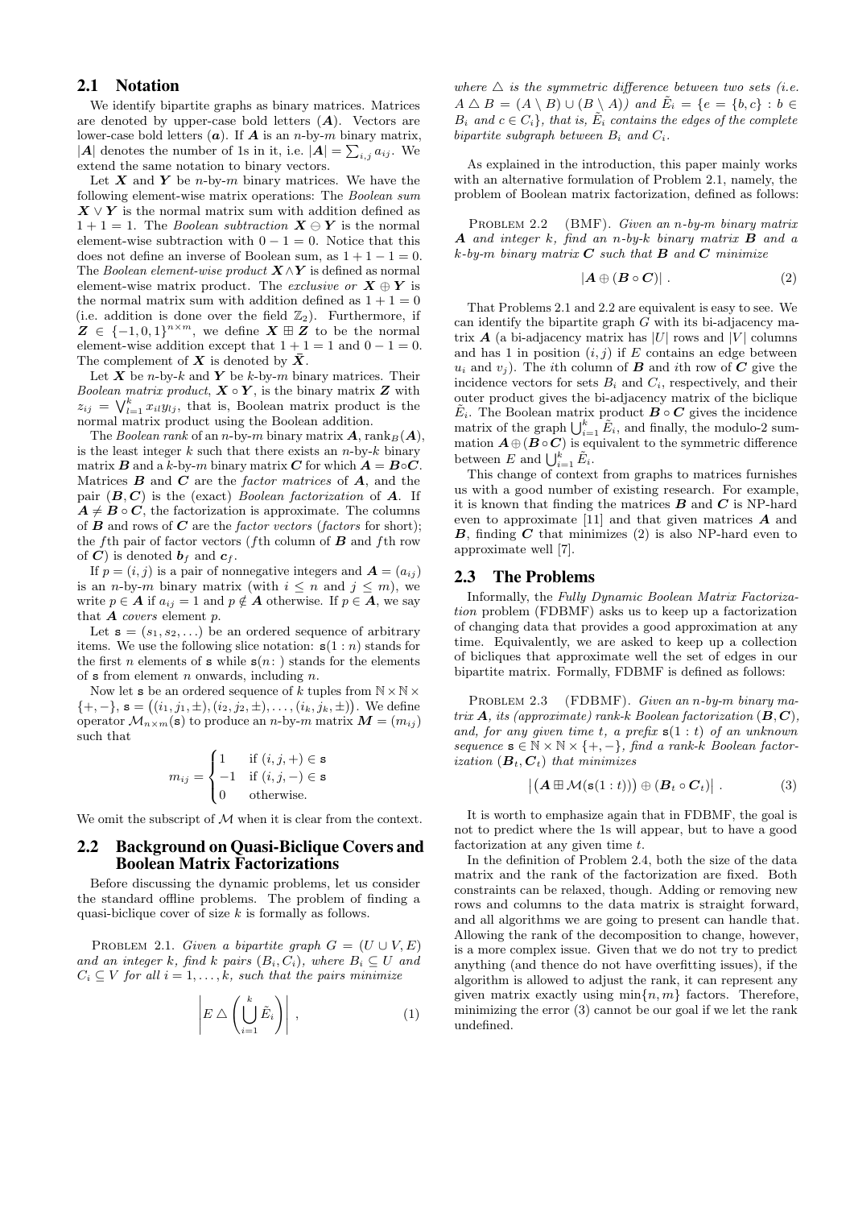## 2.1 Notation

We identify bipartite graphs as binary matrices. Matrices are denoted by upper-case bold letters ($\boldsymbol{A}$). Vectors are lower-case bold letters ($\boldsymbol{a}$). If $\boldsymbol{A}$ is an $n$-by-$m$ binary matrix, $|\boldsymbol{A}|$ denotes the number of 1s in it, i.e. $|\boldsymbol{A}| = \sum_{i,j} a_{ij}$. We extend the same notation to binary vectors.

Let $\boldsymbol{X}$ and $\boldsymbol{Y}$ be $n$-by-$m$ binary matrices. We have the following element-wise matrix operations: The *Boolean sum* $\boldsymbol{X} \vee \boldsymbol{Y}$ is the normal matrix sum with addition defined as $1 + 1 = 1$. The *Boolean subtraction* $\boldsymbol{X} \ominus \boldsymbol{Y}$ is the normal element-wise subtraction with $0 - 1 = 0$. Notice that this does not define an inverse of Boolean sum, as $1 + 1 - 1 = 0$. The *Boolean element-wise product* $\boldsymbol{X} \wedge \boldsymbol{Y}$ is defined as normal element-wise matrix product. The *exclusive or* $\boldsymbol{X} \oplus \boldsymbol{Y}$ is the normal matrix sum with addition defined as $1 + 1 = 0$ (i.e. addition is done over the field $\mathbb{Z}_2$). Furthermore, if $\boldsymbol{Z} \in \{-1, 0, 1\}^{n \times m}$, we define $\boldsymbol{X} \boxplus \boldsymbol{Z}$ to be the normal element-wise addition except that $1 + 1 = 1$ and $0 - 1 = 0$. The complement of $\boldsymbol{X}$ is denoted by $\bar{\boldsymbol{X}}$.

Let $\boldsymbol{X}$ be $n$-by-$k$ and $\boldsymbol{Y}$ be $k$-by-$m$ binary matrices. Their *Boolean matrix product*, $\boldsymbol{X} \circ \boldsymbol{Y}$, is the binary matrix $\boldsymbol{Z}$ with $z_{ij} = \bigvee_{l=1}^{k} x_{il} y_{lj}$, that is, Boolean matrix product is the normal matrix product using the Boolean addition.

The *Boolean rank* of an $n$-by-$m$ binary matrix $\boldsymbol{A}$, $\mathrm{rank}_B(\boldsymbol{A})$, is the least integer $k$ such that there exists an $n$-by-$k$ binary matrix $\boldsymbol{B}$ and a $k$-by-$m$ binary matrix $\boldsymbol{C}$ for which $\boldsymbol{A} = \boldsymbol{B} \circ \boldsymbol{C}$. Matrices $\boldsymbol{B}$ and $\boldsymbol{C}$ are the *factor matrices* of $\boldsymbol{A}$, and the pair $(\boldsymbol{B}, \boldsymbol{C})$ is the (exact) *Boolean factorization* of $\boldsymbol{A}$. If $\boldsymbol{A} \neq \boldsymbol{B} \circ \boldsymbol{C}$, the factorization is approximate. The columns of $\boldsymbol{B}$ and rows of $\boldsymbol{C}$ are the *factor vectors* (*factors* for short); the $f$th pair of factor vectors ($f$th column of $\boldsymbol{B}$ and $f$th row of $\boldsymbol{C}$) is denoted $\boldsymbol{b}_f$ and $\boldsymbol{c}_f$.

If $p = (i, j)$ is a pair of nonnegative integers and $\boldsymbol{A} = (a_{ij})$ is an $n$-by-$m$ binary matrix (with $i \leq n$ and $j \leq m$), we write $p \in \boldsymbol{A}$ if $a_{ij} = 1$ and $p \notin \boldsymbol{A}$ otherwise. If $p \in \boldsymbol{A}$, we say that $\boldsymbol{A}$ *covers* element $p$.

Let $\mathtt{s} = (s_1, s_2, \ldots)$ be an ordered sequence of arbitrary items. We use the following slice notation: $\mathtt{s}(1:n)$ stands for the first $n$ elements of $\mathtt{s}$ while $\mathtt{s}(n\colon)$ stands for the elements of $\mathtt{s}$ from element $n$ onwards, including $n$.

Now let $\mathtt{s}$ be an ordered sequence of $k$ tuples from $\mathbb{N} \times \mathbb{N} \times \{+, -\}$, $\mathtt{s} = \big((i_1, j_1, \pm), (i_2, j_2, \pm), \ldots, (i_k, j_k, \pm)\big)$. We define operator $\mathcal{M}_{n \times m}(\mathtt{s})$ to produce an $n$-by-$m$ matrix $\boldsymbol{M} = (m_{ij})$ such that

$$m_{ij} = \begin{cases} 1 & \text{if } (i, j, +) \in \mathtt{s} \\ -1 & \text{if } (i, j, -) \in \mathtt{s} \\ 0 & \text{otherwise.} \end{cases}$$

We omit the subscript of $\mathcal{M}$ when it is clear from the context.

## 2.2 Background on Quasi-Biclique Covers and Boolean Matrix Factorizations

Before discussing the dynamic problems, let us consider the standard offline problems. The problem of finding a quasi-biclique cover of size $k$ is formally as follows.

Problem 2.1. *Given a bipartite graph $G = (U \cup V, E)$ and an integer $k$, find $k$ pairs $(B_i, C_i)$, where $B_i \subseteq U$ and $C_i \subseteq V$ for all $i = 1, \ldots, k$, such that the pairs minimize*

$$\left| E \mathbin{\triangle} \left( \bigcup_{i=1}^{k} \tilde{E}_i \right) \right| , \tag{1}$$

*where $\triangle$ is the symmetric difference between two sets (i.e. $A \mathbin{\triangle} B = (A \setminus B) \cup (B \setminus A)$) and $\tilde{E}_i = \{e = \{b, c\} : b \in B_i \text{ and } c \in C_i\}$, that is, $\tilde{E}_i$ contains the edges of the complete bipartite subgraph between $B_i$ and $C_i$.*

As explained in the introduction, this paper mainly works with an alternative formulation of Problem 2.1, namely, the problem of Boolean matrix factorization, defined as follows:

Problem 2.2 (BMF). *Given an $n$-by-$m$ binary matrix $\boldsymbol{A}$ and integer $k$, find an $n$-by-$k$ binary matrix $\boldsymbol{B}$ and a $k$-by-$m$ binary matrix $\boldsymbol{C}$ such that $\boldsymbol{B}$ and $\boldsymbol{C}$ minimize*

$$|\boldsymbol{A} \oplus (\boldsymbol{B} \circ \boldsymbol{C})| . \tag{2}$$

That Problems 2.1 and 2.2 are equivalent is easy to see. We can identify the bipartite graph $G$ with its bi-adjacency matrix $\boldsymbol{A}$ (a bi-adjacency matrix has $|U|$ rows and $|V|$ columns and has 1 in position $(i, j)$ if $E$ contains an edge between $u_i$ and $v_j$). The $i$th column of $\boldsymbol{B}$ and $i$th row of $\boldsymbol{C}$ give the incidence vectors for sets $B_i$ and $C_i$, respectively, and their outer product gives the bi-adjacency matrix of the biclique $\tilde{E}_i$. The Boolean matrix product $\boldsymbol{B} \circ \boldsymbol{C}$ gives the incidence matrix of the graph $\bigcup_{i=1}^{k} \tilde{E}_i$, and finally, the modulo-2 summation $\boldsymbol{A} \oplus (\boldsymbol{B} \circ \boldsymbol{C})$ is equivalent to the symmetric difference between $E$ and $\bigcup_{i=1}^{k} \tilde{E}_i$.

This change of context from graphs to matrices furnishes us with a good number of existing research. For example, it is known that finding the matrices $\boldsymbol{B}$ and $\boldsymbol{C}$ is NP-hard even to approximate [11] and that given matrices $\boldsymbol{A}$ and $\boldsymbol{B}$, finding $\boldsymbol{C}$ that minimizes (2) is also NP-hard even to approximate well [7].

## 2.3 The Problems

Informally, the *Fully Dynamic Boolean Matrix Factorization* problem (FDBMF) asks us to keep up a factorization of changing data that provides a good approximation at any time. Equivalently, we are asked to keep up a collection of bicliques that approximate well the set of edges in our bipartite matrix. Formally, FDBMF is defined as follows:

Problem 2.3 (FDBMF). *Given an $n$-by-$m$ binary matrix $\boldsymbol{A}$, its (approximate) rank-$k$ Boolean factorization $(\boldsymbol{B}, \boldsymbol{C})$, and, for any given time $t$, a prefix $\mathtt{s}(1:t)$ of an unknown sequence $\mathtt{s} \in \mathbb{N} \times \mathbb{N} \times \{+, -\}$, find a rank-$k$ Boolean factorization $(\boldsymbol{B}_t, \boldsymbol{C}_t)$ that minimizes*

$$\big|\big(\boldsymbol{A} \boxplus \mathcal{M}(\mathtt{s}(1:t))\big) \oplus (\boldsymbol{B}_t \circ \boldsymbol{C}_t)\big| . \tag{3}$$

It is worth to emphasize again that in FDBMF, the goal is not to predict where the 1s will appear, but to have a good factorization at any given time $t$.

In the definition of Problem 2.4, both the size of the data matrix and the rank of the factorization are fixed. Both constraints can be relaxed, though. Adding or removing new rows and columns to the data matrix is straight forward, and all algorithms we are going to present can handle that. Allowing the rank of the decomposition to change, however, is a more complex issue. Given that we do not try to predict anything (and thence do not have overfitting issues), if the algorithm is allowed to adjust the rank, it can represent any given matrix exactly using $\min\{n, m\}$ factors. Therefore, minimizing the error (3) cannot be our goal if we let the rank undefined.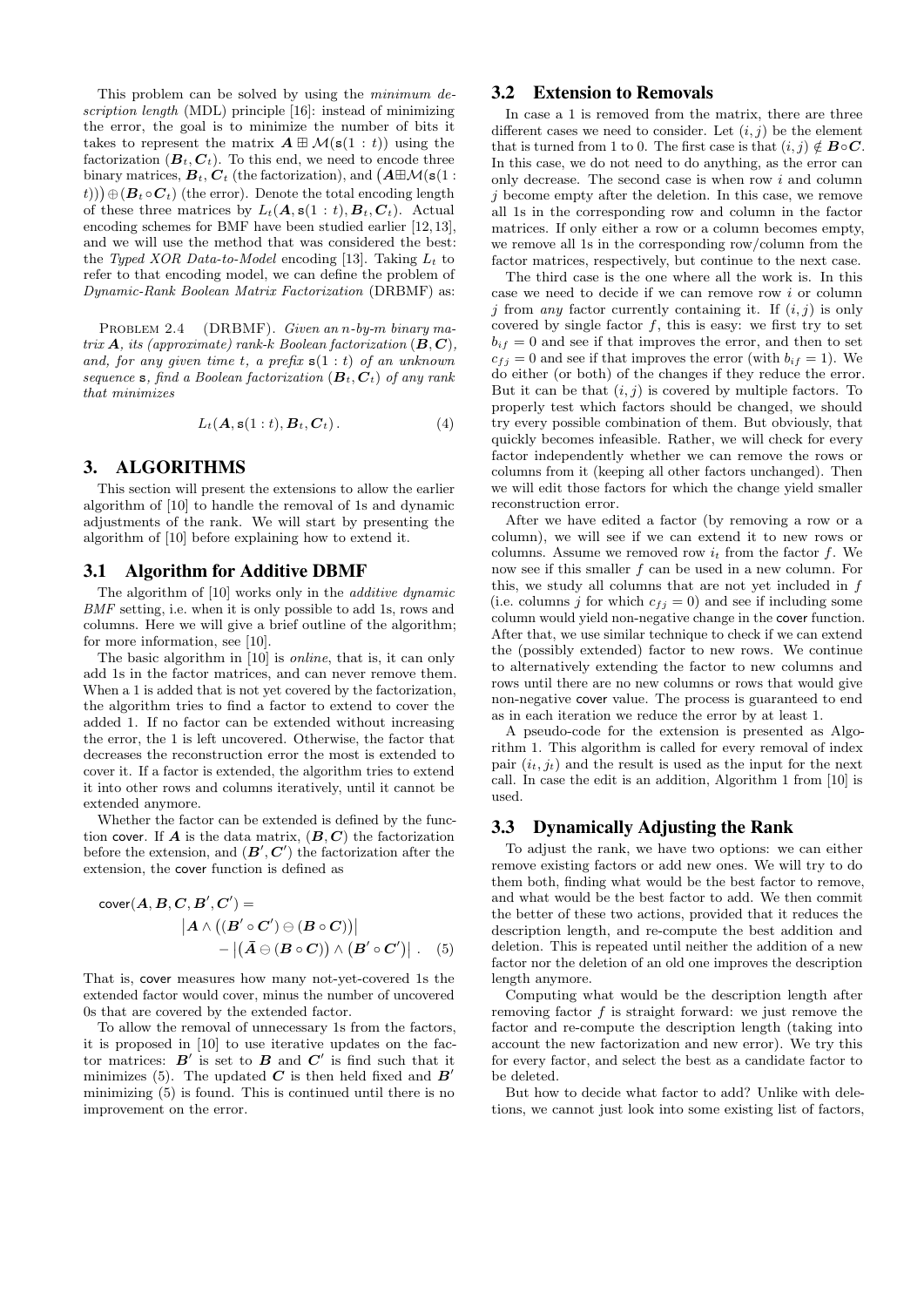This problem can be solved by using the *minimum description length* (MDL) principle [16]: instead of minimizing the error, the goal is to minimize the number of bits it takes to represent the matrix $\boldsymbol{A} \boxplus \mathcal{M}(\mathsf{s}(1:t))$ using the factorization $(\boldsymbol{B}_t, \boldsymbol{C}_t)$. To this end, we need to encode three binary matrices, $\boldsymbol{B}_t, \boldsymbol{C}_t$ (the factorization), and $\left(\boldsymbol{A} \boxplus \mathcal{M}(\mathsf{s}(1:t))\right) \oplus (\boldsymbol{B}_t \circ \boldsymbol{C}_t)$ (the error). Denote the total encoding length of these three matrices by $L_t(\boldsymbol{A}, \mathsf{s}(1:t), \boldsymbol{B}_t, \boldsymbol{C}_t)$. Actual encoding schemes for BMF have been studied earlier [12,13], and we will use the method that was considered the best: the *Typed XOR Data-to-Model* encoding [13]. Taking $L_t$ to refer to that encoding model, we can define the problem of *Dynamic-Rank Boolean Matrix Factorization* (DRBMF) as:

PROBLEM 2.4 (DRBMF). *Given an n-by-m binary matrix $\boldsymbol{A}$, its (approximate) rank-k Boolean factorization $(\boldsymbol{B}, \boldsymbol{C})$, and, for any given time t, a prefix $\mathsf{s}(1:t)$ of an unknown sequence* $\mathsf{s}$*, find a Boolean factorization $(\boldsymbol{B}_t, \boldsymbol{C}_t)$ of any rank that minimizes*

$$L_t(\boldsymbol{A}, \mathsf{s}(1:t), \boldsymbol{B}_t, \boldsymbol{C}_t)\,. \tag{4}$$

# 3. ALGORITHMS

This section will present the extensions to allow the earlier algorithm of [10] to handle the removal of 1s and dynamic adjustments of the rank. We will start by presenting the algorithm of [10] before explaining how to extend it.

## 3.1 Algorithm for Additive DBMF

The algorithm of [10] works only in the *additive dynamic BMF* setting, i.e. when it is only possible to add 1s, rows and columns. Here we will give a brief outline of the algorithm; for more information, see [10].

The basic algorithm in [10] is *online*, that is, it can only add 1s in the factor matrices, and can never remove them. When a 1 is added that is not yet covered by the factorization, the algorithm tries to find a factor to extend to cover the added 1. If no factor can be extended without increasing the error, the 1 is left uncovered. Otherwise, the factor that decreases the reconstruction error the most is extended to cover it. If a factor is extended, the algorithm tries to extend it into other rows and columns iteratively, until it cannot be extended anymore.

Whether the factor can be extended is defined by the function cover. If $\boldsymbol{A}$ is the data matrix, $(\boldsymbol{B}, \boldsymbol{C})$ the factorization before the extension, and $(\boldsymbol{B}', \boldsymbol{C}')$ the factorization after the extension, the cover function is defined as

$$\begin{aligned}\mathsf{cover}(\boldsymbol{A}, \boldsymbol{B}, \boldsymbol{C}, \boldsymbol{B}', \boldsymbol{C}') =& \\ &\left|\boldsymbol{A} \wedge \left((\boldsymbol{B}' \circ \boldsymbol{C}') \ominus (\boldsymbol{B} \circ \boldsymbol{C})\right)\right| \\ &- \left|(\bar{\boldsymbol{A}} \ominus (\boldsymbol{B} \circ \boldsymbol{C})) \wedge (\boldsymbol{B}' \circ \boldsymbol{C}')\right|\,. \end{aligned} \tag{5}$$

That is, cover measures how many not-yet-covered 1s the extended factor would cover, minus the number of uncovered 0s that are covered by the extended factor.

To allow the removal of unnecessary 1s from the factors, it is proposed in [10] to use iterative updates on the factor matrices: $\boldsymbol{B}'$ is set to $\boldsymbol{B}$ and $\boldsymbol{C}'$ is find such that it minimizes (5). The updated $\boldsymbol{C}$ is then held fixed and $\boldsymbol{B}'$ minimizing (5) is found. This is continued until there is no improvement on the error.

## 3.2 Extension to Removals

In case a 1 is removed from the matrix, there are three different cases we need to consider. Let $(i, j)$ be the element that is turned from 1 to 0. The first case is that $(i, j) \notin \boldsymbol{B} \circ \boldsymbol{C}$. In this case, we do not need to do anything, as the error can only decrease. The second case is when row $i$ and column $j$ become empty after the deletion. In this case, we remove all 1s in the corresponding row and column in the factor matrices. If only either a row or a column becomes empty, we remove all 1s in the corresponding row/column from the factor matrices, respectively, but continue to the next case.

The third case is the one where all the work is. In this case we need to decide if we can remove row $i$ or column $j$ from *any* factor currently containing it. If $(i, j)$ is only covered by single factor $f$, this is easy: we first try to set $b_{if} = 0$ and see if that improves the error, and then to set $c_{fj} = 0$ and see if that improves the error (with $b_{if} = 1$). We do either (or both) of the changes if they reduce the error. But it can be that $(i, j)$ is covered by multiple factors. To properly test which factors should be changed, we should try every possible combination of them. But obviously, that quickly becomes infeasible. Rather, we will check for every factor independently whether we can remove the rows or columns from it (keeping all other factors unchanged). Then we will edit those factors for which the change yield smaller reconstruction error.

After we have edited a factor (by removing a row or a column), we will see if we can extend it to new rows or columns. Assume we removed row $i_t$ from the factor $f$. We now see if this smaller $f$ can be used in a new column. For this, we study all columns that are not yet included in $f$ (i.e. columns $j$ for which $c_{fj} = 0$) and see if including some column would yield non-negative change in the cover function. After that, we use similar technique to check if we can extend the (possibly extended) factor to new rows. We continue to alternatively extending the factor to new columns and rows until there are no new columns or rows that would give non-negative cover value. The process is guaranteed to end as in each iteration we reduce the error by at least 1.

A pseudo-code for the extension is presented as Algorithm 1. This algorithm is called for every removal of index pair $(i_t, j_t)$ and the result is used as the input for the next call. In case the edit is an addition, Algorithm 1 from [10] is used.

## 3.3 Dynamically Adjusting the Rank

To adjust the rank, we have two options: we can either remove existing factors or add new ones. We will try to do them both, finding what would be the best factor to remove, and what would be the best factor to add. We then commit the better of these two actions, provided that it reduces the description length, and re-compute the best addition and deletion. This is repeated until neither the addition of a new factor nor the deletion of an old one improves the description length anymore.

Computing what would be the description length after removing factor $f$ is straight forward: we just remove the factor and re-compute the description length (taking into account the new factorization and new error). We try this for every factor, and select the best as a candidate factor to be deleted.

But how to decide what factor to add? Unlike with deletions, we cannot just look into some existing list of factors,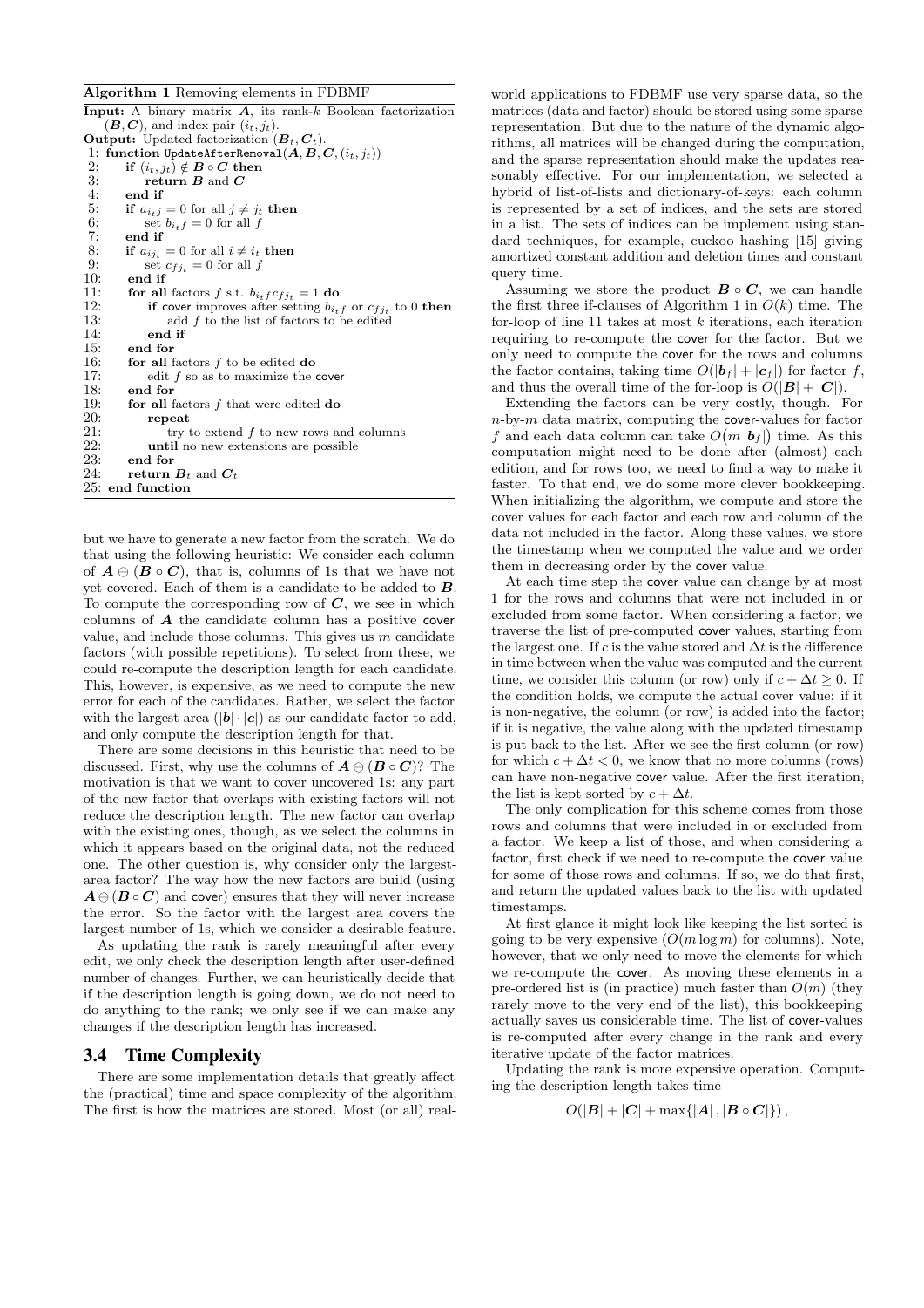**Algorithm 1** Removing elements in FDBMF

**Input:** A binary matrix $\boldsymbol{A}$, its rank-$k$ Boolean factorization $(\boldsymbol{B}, \boldsymbol{C})$, and index pair $(i_t, j_t)$.
**Output:** Updated factorization $(\boldsymbol{B}_t, \boldsymbol{C}_t)$.

```
 1: function UpdateAfterRemoval(A, B, C, (i_t, j_t))
 2:     if (i_t, j_t) ∉ B ∘ C then
 3:         return B and C
 4:     end if
 5:     if a_{i_t j} = 0 for all j ≠ j_t then
 6:         set b_{i_t f} = 0 for all f
 7:     end if
 8:     if a_{i j_t} = 0 for all i ≠ i_t then
 9:         set c_{f j_t} = 0 for all f
10:     end if
11:     for all factors f s.t. b_{i_t f} c_{f j_t} = 1 do
12:         if cover improves after setting b_{i_t f} or c_{f j_t} to 0 then
13:             add f to the list of factors to be edited
14:         end if
15:     end for
16:     for all factors f to be edited do
17:         edit f so as to maximize the cover
18:     end for
19:     for all factors f that were edited do
20:         repeat
21:             try to extend f to new rows and columns
22:         until no new extensions are possible
23:     end for
24:     return B_t and C_t
25: end function
```

but we have to generate a new factor from the scratch. We do that using the following heuristic: We consider each column of $\boldsymbol{A} \ominus (\boldsymbol{B} \circ \boldsymbol{C})$, that is, columns of 1s that we have not yet covered. Each of them is a candidate to be added to $\boldsymbol{B}$. To compute the corresponding row of $\boldsymbol{C}$, we see in which columns of $\boldsymbol{A}$ the candidate column has a positive cover value, and include those columns. This gives us $m$ candidate factors (with possible repetitions). To select from these, we could re-compute the description length for each candidate. This, however, is expensive, as we need to compute the new error for each of the candidates. Rather, we select the factor with the largest area ($|\boldsymbol{b}| \cdot |\boldsymbol{c}|$) as our candidate factor to add, and only compute the description length for that.

There are some decisions in this heuristic that need to be discussed. First, why use the columns of $\boldsymbol{A} \ominus (\boldsymbol{B} \circ \boldsymbol{C})$? The motivation is that we want to cover uncovered 1s: any part of the new factor that overlaps with existing factors will not reduce the description length. The new factor can overlap with the existing ones, though, as we select the columns in which it appears based on the original data, not the reduced one. The other question is, why consider only the largest-area factor? The way how the new factors are build (using $\boldsymbol{A} \ominus (\boldsymbol{B} \circ \boldsymbol{C})$ and cover) ensures that they will never increase the error. So the factor with the largest area covers the largest number of 1s, which we consider a desirable feature.

As updating the rank is rarely meaningful after every edit, we only check the description length after user-defined number of changes. Further, we can heuristically decide that if the description length is going down, we do not need to do anything to the rank; we only see if we can make any changes if the description length has increased.

## 3.4 Time Complexity

There are some implementation details that greatly affect the (practical) time and space complexity of the algorithm. The first is how the matrices are stored. Most (or all) real-world applications to FDBMF use very sparse data, so the matrices (data and factor) should be stored using some sparse representation. But due to the nature of the dynamic algorithms, all matrices will be changed during the computation, and the sparse representation should make the updates reasonably effective. For our implementation, we selected a hybrid of list-of-lists and dictionary-of-keys: each column is represented by a set of indices, and the sets are stored in a list. The sets of indices can be implement using standard techniques, for example, cuckoo hashing [15] giving amortized constant addition and deletion times and constant query time.

Assuming we store the product $\boldsymbol{B} \circ \boldsymbol{C}$, we can handle the first three if-clauses of Algorithm 1 in $O(k)$ time. The for-loop of line 11 takes at most $k$ iterations, each iteration requiring to re-compute the cover for the factor. But we only need to compute the cover for the rows and columns the factor contains, taking time $O(|\boldsymbol{b}_f| + |\boldsymbol{c}_f|)$ for factor $f$, and thus the overall time of the for-loop is $O(|\boldsymbol{B}| + |\boldsymbol{C}|)$.

Extending the factors can be very costly, though. For $n$-by-$m$ data matrix, computing the cover-values for factor $f$ and each data column can take $O\big(m\,|\boldsymbol{b}_f|\big)$ time. As this computation might need to be done after (almost) each edition, and for rows too, we need to find a way to make it faster. To that end, we do some more clever bookkeeping. When initializing the algorithm, we compute and store the cover values for each factor and each row and column of the data not included in the factor. Along these values, we store the timestamp when we computed the value and we order them in decreasing order by the cover value.

At each time step the cover value can change by at most 1 for the rows and columns that were not included in or excluded from some factor. When considering a factor, we traverse the list of pre-computed cover values, starting from the largest one. If $c$ is the value stored and $\Delta t$ is the difference in time between when the value was computed and the current time, we consider this column (or row) only if $c + \Delta t \geq 0$. If the condition holds, we compute the actual cover value: if it is non-negative, the column (or row) is added into the factor; if it is negative, the value along with the updated timestamp is put back to the list. After we see the first column (or row) for which $c + \Delta t < 0$, we know that no more columns (rows) can have non-negative cover value. After the first iteration, the list is kept sorted by $c + \Delta t$.

The only complication for this scheme comes from those rows and columns that were included in or excluded from a factor. We keep a list of those, and when considering a factor, first check if we need to re-compute the cover value for some of those rows and columns. If so, we do that first, and return the updated values back to the list with updated timestamps.

At first glance it might look like keeping the list sorted is going to be very expensive ($O(m \log m)$ for columns). Note, however, that we only need to move the elements for which we re-compute the cover. As moving these elements in a pre-ordered list is (in practice) much faster than $O(m)$ (they rarely move to the very end of the list), this bookkeeping actually saves us considerable time. The list of cover-values is re-computed after every change in the rank and every iterative update of the factor matrices.

Updating the rank is more expensive operation. Computing the description length takes time

$$O(|\boldsymbol{B}| + |\boldsymbol{C}| + \max\{|\boldsymbol{A}|, |\boldsymbol{B} \circ \boldsymbol{C}|\}),$$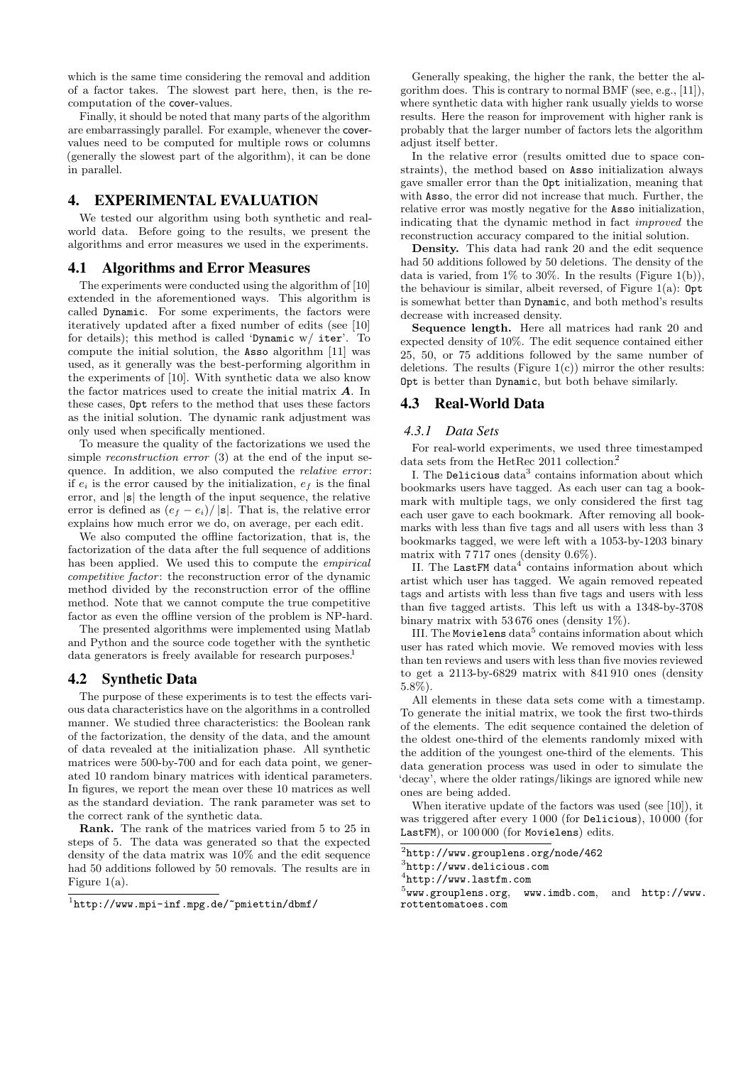which is the same time considering the removal and addition of a factor takes. The slowest part here, then, is the re-computation of the cover-values.

Finally, it should be noted that many parts of the algorithm are embarrassingly parallel. For example, whenever the cover-values need to be computed for multiple rows or columns (generally the slowest part of the algorithm), it can be done in parallel.

# 4. EXPERIMENTAL EVALUATION

We tested our algorithm using both synthetic and real-world data. Before going to the results, we present the algorithms and error measures we used in the experiments.

## 4.1 Algorithms and Error Measures

The experiments were conducted using the algorithm of [10] extended in the aforementioned ways. This algorithm is called `Dynamic`. For some experiments, the factors were iteratively updated after a fixed number of edits (see [10] for details); this method is called '`Dynamic w/ iter`'. To compute the initial solution, the `Asso` algorithm [11] was used, as it generally was the best-performing algorithm in the experiments of [10]. With synthetic data we also know the factor matrices used to create the initial matrix $\boldsymbol{A}$. In these cases, `Opt` refers to the method that uses these factors as the initial solution. The dynamic rank adjustment was only used when specifically mentioned.

To measure the quality of the factorizations we used the simple *reconstruction error* (3) at the end of the input sequence. In addition, we also computed the *relative error*: if $e_i$ is the error caused by the initialization, $e_f$ is the final error, and $|\mathbf{s}|$ the length of the input sequence, the relative error is defined as $(e_f - e_i)/|\mathbf{s}|$. That is, the relative error explains how much error we do, on average, per each edit.

We also computed the offline factorization, that is, the factorization of the data after the full sequence of additions has been applied. We used this to compute the *empirical competitive factor*: the reconstruction error of the dynamic method divided by the reconstruction error of the offline method. Note that we cannot compute the true competitive factor as even the offline version of the problem is NP-hard.

The presented algorithms were implemented using Matlab and Python and the source code together with the synthetic data generators is freely available for research purposes.[1]

## 4.2 Synthetic Data

The purpose of these experiments is to test the effects various data characteristics have on the algorithms in a controlled manner. We studied three characteristics: the Boolean rank of the factorization, the density of the data, and the amount of data revealed at the initialization phase. All synthetic matrices were 500-by-700 and for each data point, we generated 10 random binary matrices with identical parameters. In figures, we report the mean over these 10 matrices as well as the standard deviation. The rank parameter was set to the correct rank of the synthetic data.

**Rank.** The rank of the matrices varied from 5 to 25 in steps of 5. The data was generated so that the expected density of the data matrix was 10% and the edit sequence had 50 additions followed by 50 removals. The results are in Figure 1(a).

Generally speaking, the higher the rank, the better the algorithm does. This is contrary to normal BMF (see, e.g., [11]), where synthetic data with higher rank usually yields to worse results. Here the reason for improvement with higher rank is probably that the larger number of factors lets the algorithm adjust itself better.

In the relative error (results omitted due to space constraints), the method based on `Asso` initialization always gave smaller error than the `Opt` initialization, meaning that with `Asso`, the error did not increase that much. Further, the relative error was mostly negative for the `Asso` initialization, indicating that the dynamic method in fact *improved* the reconstruction accuracy compared to the initial solution.

**Density.** This data had rank 20 and the edit sequence had 50 additions followed by 50 deletions. The density of the data is varied, from 1% to 30%. In the results (Figure 1(b)), the behaviour is similar, albeit reversed, of Figure 1(a): `Opt` is somewhat better than `Dynamic`, and both method's results decrease with increased density.

**Sequence length.** Here all matrices had rank 20 and expected density of 10%. The edit sequence contained either 25, 50, or 75 additions followed by the same number of deletions. The results (Figure 1(c)) mirror the other results: `Opt` is better than `Dynamic`, but both behave similarly.

## 4.3 Real-World Data

### 4.3.1 Data Sets

For real-world experiments, we used three timestamped data sets from the HetRec 2011 collection.[2]

I. The `Delicious` data[3] contains information about which bookmarks users have tagged. As each user can tag a bookmark with multiple tags, we only considered the first tag each user gave to each bookmark. After removing all bookmarks with less than five tags and all users with less than 3 bookmarks tagged, we were left with a 1053-by-1203 binary matrix with 7 717 ones (density 0.6%).

II. The `LastFM` data[4] contains information about which artist which user has tagged. We again removed repeated tags and artists with less than five tags and users with less than five tagged artists. This left us with a 1348-by-3708 binary matrix with 53 676 ones (density 1%).

III. The `Movielens` data[5] contains information about which user has rated which movie. We removed movies with less than ten reviews and users with less than five movies reviewed to get a 2113-by-6829 matrix with 841 910 ones (density 5.8%).

All elements in these data sets come with a timestamp. To generate the initial matrix, we took the first two-thirds of the elements. The edit sequence contained the deletion of the oldest one-third of the elements randomly mixed with the addition of the youngest one-third of the elements. This data generation process was used in oder to simulate the 'decay', where the older ratings/likings are ignored while new ones are being added.

When iterative update of the factors was used (see [10]), it was triggered after every 1 000 (for `Delicious`), 10 000 (for `LastFM`), or 100 000 (for `Movielens`) edits.

[1] http://www.mpi-inf.mpg.de/~pmiettin/dbmf/

[2] http://www.grouplens.org/node/462

[3] http://www.delicious.com

[4] http://www.lastfm.com

[5] www.grouplens.org, www.imdb.com, and http://www.rottentomatoes.com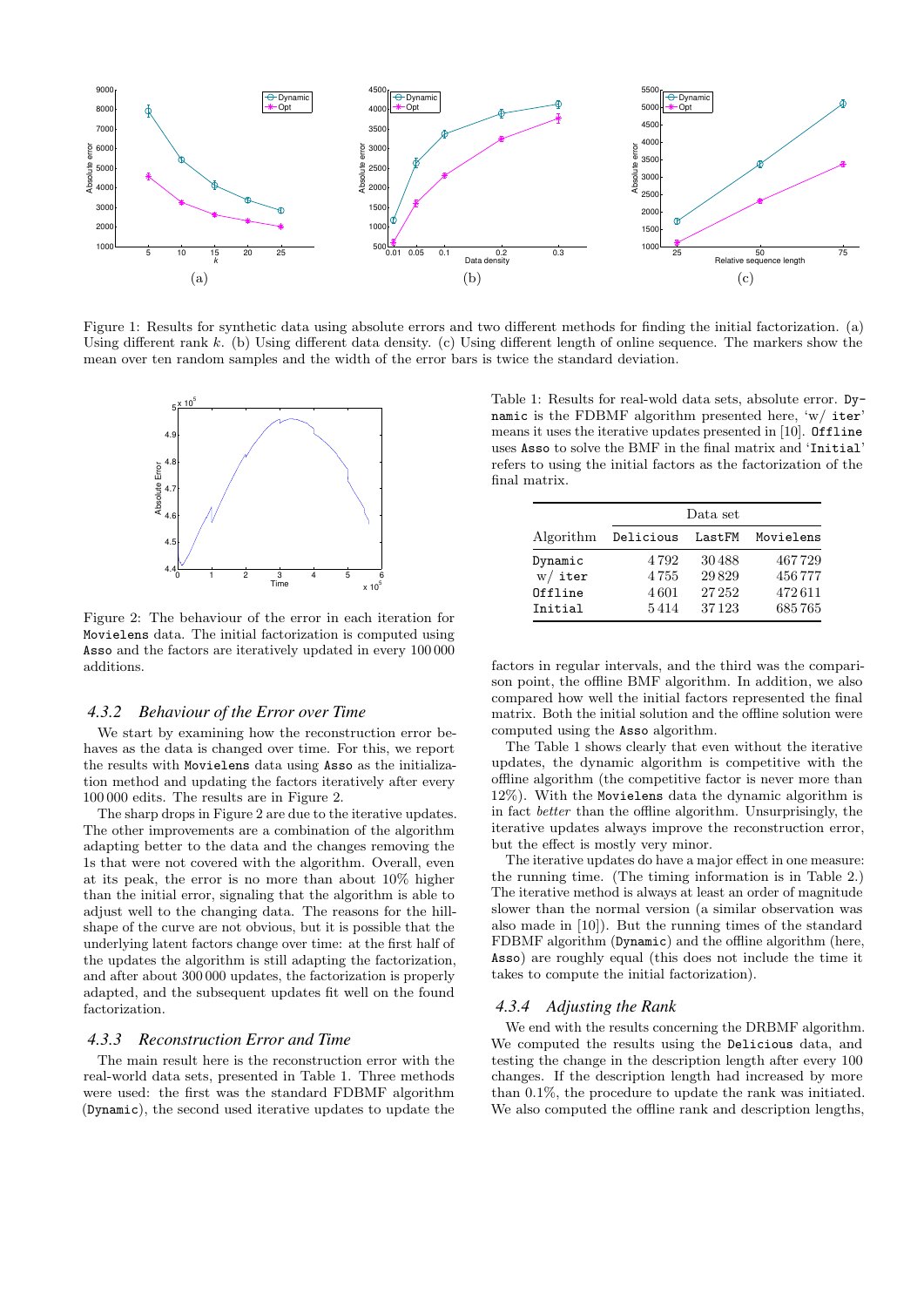Figure 1: Results for synthetic data using absolute errors and two different methods for finding the initial factorization. (a) Using different rank $k$. (b) Using different data density. (c) Using different length of online sequence. The markers show the mean over ten random samples and the width of the error bars is twice the standard deviation.

Figure 2: The behaviour of the error in each iteration for `Movielens` data. The initial factorization is computed using `Asso` and the factors are iteratively updated in every 100 000 additions.

### 4.3.2 Behaviour of the Error over Time

We start by examining how the reconstruction error behaves as the data is changed over time. For this, we report the results with `Movielens` data using `Asso` as the initialization method and updating the factors iteratively after every 100 000 edits. The results are in Figure 2.

The sharp drops in Figure 2 are due to the iterative updates. The other improvements are a combination of the algorithm adapting better to the data and the changes removing the 1s that were not covered with the algorithm. Overall, even at its peak, the error is no more than about 10% higher than the initial error, signaling that the algorithm is able to adjust well to the changing data. The reasons for the hill-shape of the curve are not obvious, but it is possible that the underlying latent factors change over time: at the first half of the updates the algorithm is still adapting the factorization, and after about 300 000 updates, the factorization is properly adapted, and the subsequent updates fit well on the found factorization.

### 4.3.3 Reconstruction Error and Time

The main result here is the reconstruction error with the real-world data sets, presented in Table 1. Three methods were used: the first was the standard FDBMF algorithm (`Dynamic`), the second used iterative updates to update the factors in regular intervals, and the third was the comparison point, the offline BMF algorithm. In addition, we also compared how well the initial factors represented the final matrix. Both the initial solution and the offline solution were computed using the `Asso` algorithm.

Table 1: Results for real-wold data sets, absolute error. `Dynamic` is the FDBMF algorithm presented here, 'w/ `iter`' means it uses the iterative updates presented in [10]. `Offline` uses `Asso` to solve the BMF in the final matrix and '`Initial`' refers to using the initial factors as the factorization of the final matrix.

| Algorithm | Data set | | |
|---|---|---|---|
| | `Delicious` | `LastFM` | `Movielens` |
| `Dynamic` | 4 792 | 30 488 | 467 729 |
| w/ `iter` | 4 755 | 29 829 | 456 777 |
| `Offline` | 4 601 | 27 252 | 472 611 |
| `Initial` | 5 414 | 37 123 | 685 765 |

The Table 1 shows clearly that even without the iterative updates, the dynamic algorithm is competitive with the offline algorithm (the competitive factor is never more than 12%). With the `Movielens` data the dynamic algorithm is in fact *better* than the offline algorithm. Unsurprisingly, the iterative updates always improve the reconstruction error, but the effect is mostly very minor.

The iterative updates do have a major effect in one measure: the running time. (The timing information is in Table 2.) The iterative method is always at least an order of magnitude slower than the normal version (a similar observation was also made in [10]). But the running times of the standard FDBMF algorithm (`Dynamic`) and the offline algorithm (here, `Asso`) are roughly equal (this does not include the time it takes to compute the initial factorization).

### 4.3.4 Adjusting the Rank

We end with the results concerning the DRBMF algorithm. We computed the results using the `Delicious` data, and testing the change in the description length after every 100 changes. If the description length had increased by more than 0.1%, the procedure to update the rank was initiated. We also computed the offline rank and description lengths,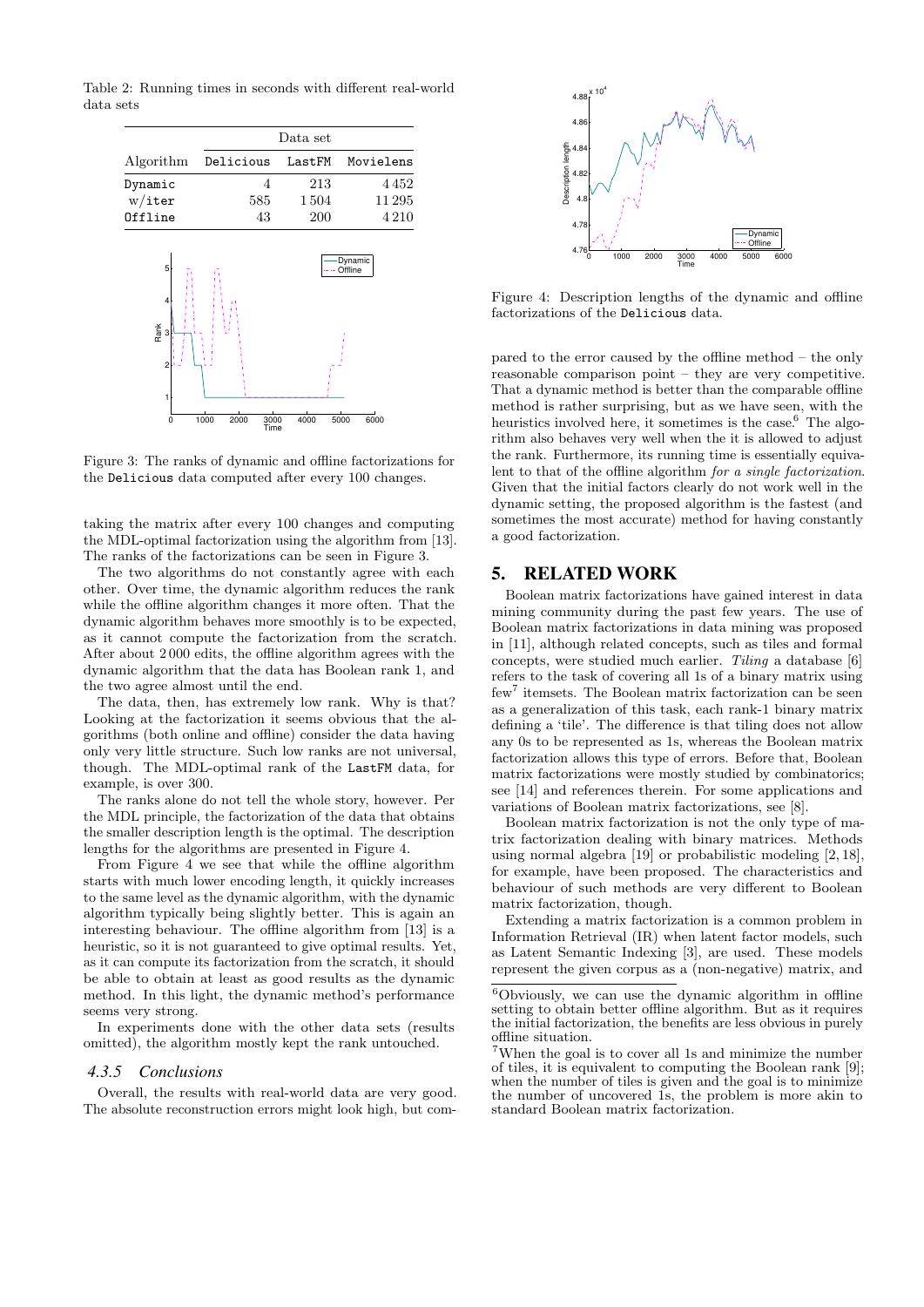Table 2: Running times in seconds with different real-world data sets

| Algorithm | Data set | | |
|---|---|---|---|
| | `Delicious` | `LastFM` | `Movielens` |
| `Dynamic` | 4 | 213 | 4 452 |
| `w/iter` | 585 | 1 504 | 11 295 |
| `Offline` | 43 | 200 | 4 210 |

Figure 3: The ranks of dynamic and offline factorizations for the `Delicious` data computed after every 100 changes.

taking the matrix after every 100 changes and computing the MDL-optimal factorization using the algorithm from [13]. The ranks of the factorizations can be seen in Figure 3.

The two algorithms do not constantly agree with each other. Over time, the dynamic algorithm reduces the rank while the offline algorithm changes it more often. That the dynamic algorithm behaves more smoothly is to be expected, as it cannot compute the factorization from the scratch. After about 2 000 edits, the offline algorithm agrees with the dynamic algorithm that the data has Boolean rank 1, and the two agree almost until the end.

The data, then, has extremely low rank. Why is that? Looking at the factorization it seems obvious that the algorithms (both online and offline) consider the data having only very little structure. Such low ranks are not universal, though. The MDL-optimal rank of the `LastFM` data, for example, is over 300.

The ranks alone do not tell the whole story, however. Per the MDL principle, the factorization of the data that obtains the smaller description length is the optimal. The description lengths for the algorithms are presented in Figure 4.

From Figure 4 we see that while the offline algorithm starts with much lower encoding length, it quickly increases to the same level as the dynamic algorithm, with the dynamic algorithm typically being slightly better. This is again an interesting behaviour. The offline algorithm from [13] is a heuristic, so it is not guaranteed to give optimal results. Yet, as it can compute its factorization from the scratch, it should be able to obtain at least as good results as the dynamic method. In this light, the dynamic method's performance seems very strong.

In experiments done with the other data sets (results omitted), the algorithm mostly kept the rank untouched.

### 4.3.5 Conclusions

Overall, the results with real-world data are very good. The absolute reconstruction errors might look high, but compared to the error caused by the offline method – the only reasonable comparison point – they are very competitive. That a dynamic method is better than the comparable offline method is rather surprising, but as we have seen, with the heuristics involved here, it sometimes is the case.[6] The algorithm also behaves very well when the it is allowed to adjust the rank. Furthermore, its running time is essentially equivalent to that of the offline algorithm *for a single factorization*. Given that the initial factors clearly do not work well in the dynamic setting, the proposed algorithm is the fastest (and sometimes the most accurate) method for having constantly a good factorization.

Figure 4: Description lengths of the dynamic and offline factorizations of the `Delicious` data.

## 5. RELATED WORK

Boolean matrix factorizations have gained interest in data mining community during the past few years. The use of Boolean matrix factorizations in data mining was proposed in [11], although related concepts, such as tiles and formal concepts, were studied much earlier. *Tiling* a database [6] refers to the task of covering all 1s of a binary matrix using few[7] itemsets. The Boolean matrix factorization can be seen as a generalization of this task, each rank-1 binary matrix defining a 'tile'. The difference is that tiling does not allow any 0s to be represented as 1s, whereas the Boolean matrix factorization allows this type of errors. Before that, Boolean matrix factorizations were mostly studied by combinatorics; see [14] and references therein. For some applications and variations of Boolean matrix factorizations, see [8].

Boolean matrix factorization is not the only type of matrix factorization dealing with binary matrices. Methods using normal algebra [19] or probabilistic modeling [2, 18], for example, have been proposed. The characteristics and behaviour of such methods are very different to Boolean matrix factorization, though.

Extending a matrix factorization is a common problem in Information Retrieval (IR) when latent factor models, such as Latent Semantic Indexing [3], are used. These models represent the given corpus as a (non-negative) matrix, and

[6] Obviously, we can use the dynamic algorithm in offline setting to obtain better offline algorithm. But as it requires the initial factorization, the benefits are less obvious in purely offline situation.

[7] When the goal is to cover all 1s and minimize the number of tiles, it is equivalent to computing the Boolean rank [9]; when the number of tiles is given and the goal is to minimize the number of uncovered 1s, the problem is more akin to standard Boolean matrix factorization.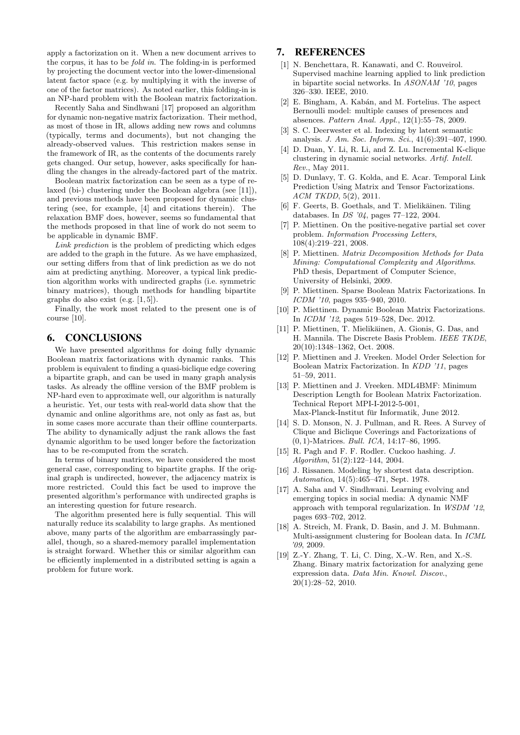apply a factorization on it. When a new document arrives to the corpus, it has to be *fold in*. The folding-in is performed by projecting the document vector into the lower-dimensional latent factor space (e.g. by multiplying it with the inverse of one of the factor matrices). As noted earlier, this folding-in is an NP-hard problem with the Boolean matrix factorization.

Recently Saha and Sindhwani [17] proposed an algorithm for dynamic non-negative matrix factorization. Their method, as most of those in IR, allows adding new rows and columns (typically, terms and documents), but not changing the already-observed values. This restriction makes sense in the framework of IR, as the contents of the documents rarely gets changed. Our setup, however, asks specifically for handling the changes in the already-factored part of the matrix.

Boolean matrix factorization can be seen as a type of relaxed (bi-) clustering under the Boolean algebra (see [11]), and previous methods have been proposed for dynamic clustering (see, for example, [4] and citations therein). The relaxation BMF does, however, seems so fundamental that the methods proposed in that line of work do not seem to be applicable in dynamic BMF.

*Link prediction* is the problem of predicting which edges are added to the graph in the future. As we have emphasized, our setting differs from that of link prediction as we do not aim at predicting anything. Moreover, a typical link prediction algorithm works with undirected graphs (i.e. symmetric binary matrices), though methods for handling bipartite graphs do also exist (e.g. [1, 5]).

Finally, the work most related to the present one is of course [10].

## 6. CONCLUSIONS

We have presented algorithms for doing fully dynamic Boolean matrix factorizations with dynamic ranks. This problem is equivalent to finding a quasi-biclique edge covering a bipartite graph, and can be used in many graph analysis tasks. As already the offline version of the BMF problem is NP-hard even to approximate well, our algorithm is naturally a heuristic. Yet, our tests with real-world data show that the dynamic and online algorithms are, not only as fast as, but in some cases more accurate than their offline counterparts. The ability to dynamically adjust the rank allows the fast dynamic algorithm to be used longer before the factorization has to be re-computed from the scratch.

In terms of binary matrices, we have considered the most general case, corresponding to bipartite graphs. If the original graph is undirected, however, the adjacency matrix is more restricted. Could this fact be used to improve the presented algorithm's performance with undirected graphs is an interesting question for future research.

The algorithm presented here is fully sequential. This will naturally reduce its scalability to large graphs. As mentioned above, many parts of the algorithm are embarrassingly parallel, though, so a shared-memory parallel implementation is straight forward. Whether this or similar algorithm can be efficiently implemented in a distributed setting is again a problem for future work.

## 7. REFERENCES

[1] N. Benchettara, R. Kanawati, and C. Rouveirol. Supervised machine learning applied to link prediction in bipartite social networks. In *ASONAM '10*, pages 326–330. IEEE, 2010.

[2] E. Bingham, A. Kabán, and M. Fortelius. The aspect Bernoulli model: multiple causes of presences and absences. *Pattern Anal. Appl.*, 12(1):55–78, 2009.

[3] S. C. Deerwester et al. Indexing by latent semantic analysis. *J. Am. Soc. Inform. Sci.*, 41(6):391–407, 1990.

[4] D. Duan, Y. Li, R. Li, and Z. Lu. Incremental K-clique clustering in dynamic social networks. *Artif. Intell. Rev.*, May 2011.

[5] D. Dunlavy, T. G. Kolda, and E. Acar. Temporal Link Prediction Using Matrix and Tensor Factorizations. *ACM TKDD*, 5(2), 2011.

[6] F. Geerts, B. Goethals, and T. Mielikäinen. Tiling databases. In *DS '04*, pages 77–122, 2004.

[7] P. Miettinen. On the positive-negative partial set cover problem. *Information Processing Letters*, 108(4):219–221, 2008.

[8] P. Miettinen. *Matrix Decomposition Methods for Data Mining: Computational Complexity and Algorithms*. PhD thesis, Department of Computer Science, University of Helsinki, 2009.

[9] P. Miettinen. Sparse Boolean Matrix Factorizations. In *ICDM '10*, pages 935–940, 2010.

[10] P. Miettinen. Dynamic Boolean Matrix Factorizations. In *ICDM '12*, pages 519–528, Dec. 2012.

[11] P. Miettinen, T. Mielikäinen, A. Gionis, G. Das, and H. Mannila. The Discrete Basis Problem. *IEEE TKDE*, 20(10):1348–1362, Oct. 2008.

[12] P. Miettinen and J. Vreeken. Model Order Selection for Boolean Matrix Factorization. In *KDD '11*, pages 51–59, 2011.

[13] P. Miettinen and J. Vreeken. MDL4BMF: Minimum Description Length for Boolean Matrix Factorization. Technical Report MPI-I-2012-5-001, Max-Planck-Institut für Informatik, June 2012.

[14] S. D. Monson, N. J. Pullman, and R. Rees. A Survey of Clique and Biclique Coverings and Factorizations of (0, 1)-Matrices. *Bull. ICA*, 14:17–86, 1995.

[15] R. Pagh and F. F. Rodler. Cuckoo hashing. *J. Algorithm*, 51(2):122–144, 2004.

[16] J. Rissanen. Modeling by shortest data description. *Automatica*, 14(5):465–471, Sept. 1978.

[17] A. Saha and V. Sindhwani. Learning evolving and emerging topics in social media: A dynamic NMF approach with temporal regularization. In *WSDM '12*, pages 693–702, 2012.

[18] A. Streich, M. Frank, D. Basin, and J. M. Buhmann. Multi-assignment clustering for Boolean data. In *ICML '09*, 2009.

[19] Z.-Y. Zhang, T. Li, C. Ding, X.-W. Ren, and X.-S. Zhang. Binary matrix factorization for analyzing gene expression data. *Data Min. Knowl. Discov.*, 20(1):28–52, 2010.